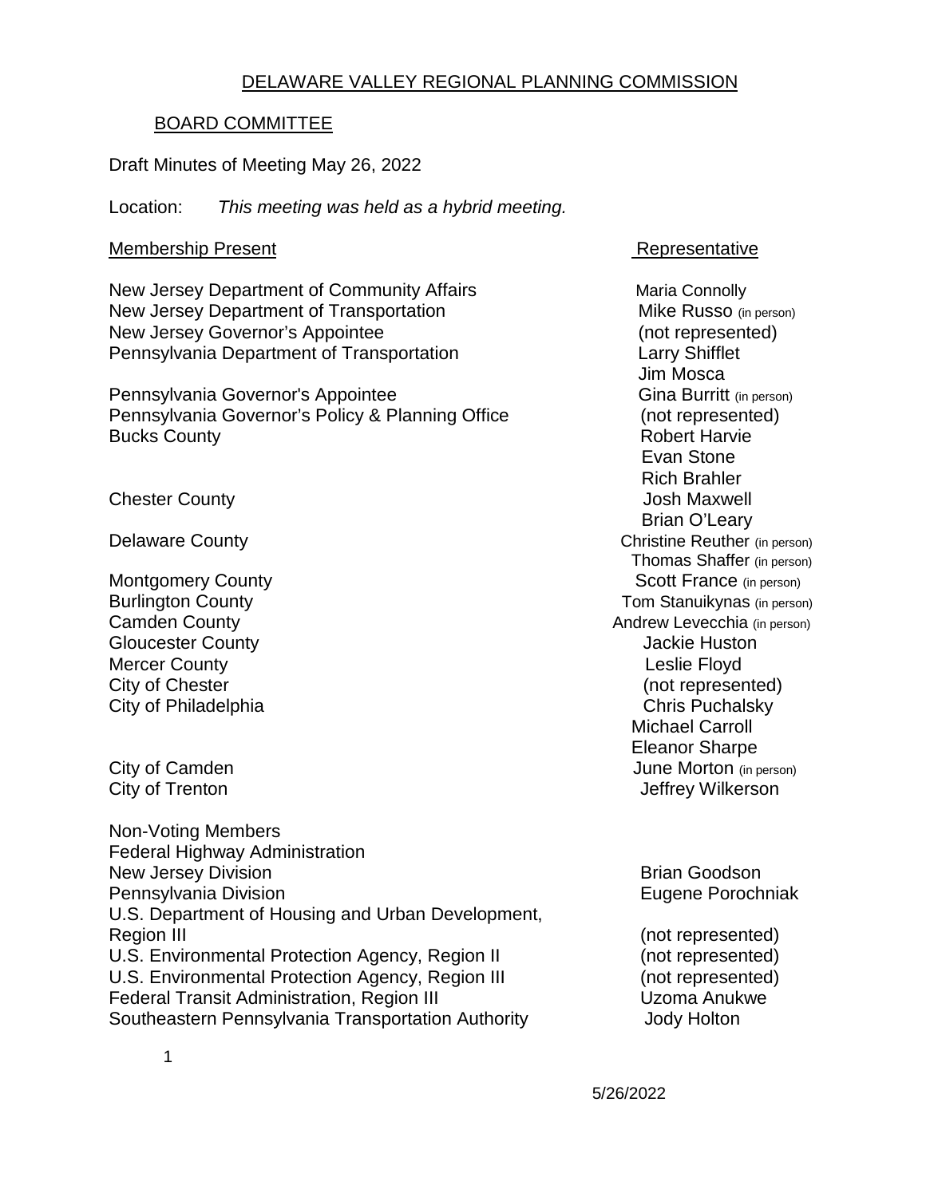# DELAWARE VALLEY REGIONAL PLANNING COMMISSION

## BOARD COMMITTEE

Draft Minutes of Meeting May 26, 2022

Location: *This meeting was held as a hybrid meeting.*

| Membership Present | Representative |
| --- | --- |
| New Jersey Department of Community Affairs | Maria Connolly |
| New Jersey Department of Transportation | Mike Russo (in person) |
| New Jersey Governor's Appointee | (not represented) |
| Pennsylvania Department of Transportation | Larry Shifflet |
| | Jim Mosca |
| Pennsylvania Governor's Appointee | Gina Burritt (in person) |
| Pennsylvania Governor's Policy & Planning Office | (not represented) |
| Bucks County | Robert Harvie |
| | Evan Stone |
| | Rich Brahler |
| Chester County | Josh Maxwell |
| | Brian O'Leary |
| Delaware County | Christine Reuther (in person) |
| | Thomas Shaffer (in person) |
| Montgomery County | Scott France (in person) |
| Burlington County | Tom Stanuikynas (in person) |
| Camden County | Andrew Levecchia (in person) |
| Gloucester County | Jackie Huston |
| Mercer County | Leslie Floyd |
| City of Chester | (not represented) |
| City of Philadelphia | Chris Puchalsky |
| | Michael Carroll |
| | Eleanor Sharpe |
| City of Camden | June Morton (in person) |
| City of Trenton | Jeffrey Wilkerson |

| Non-Voting Members | |
| --- | --- |
| Federal Highway Administration | |
| New Jersey Division | Brian Goodson |
| Pennsylvania Division | Eugene Porochniak |
| U.S. Department of Housing and Urban Development, Region III | (not represented) |
| U.S. Environmental Protection Agency, Region II | (not represented) |
| U.S. Environmental Protection Agency, Region III | (not represented) |
| Federal Transit Administration, Region III | Uzoma Anukwe |
| Southeastern Pennsylvania Transportation Authority | Jody Holton |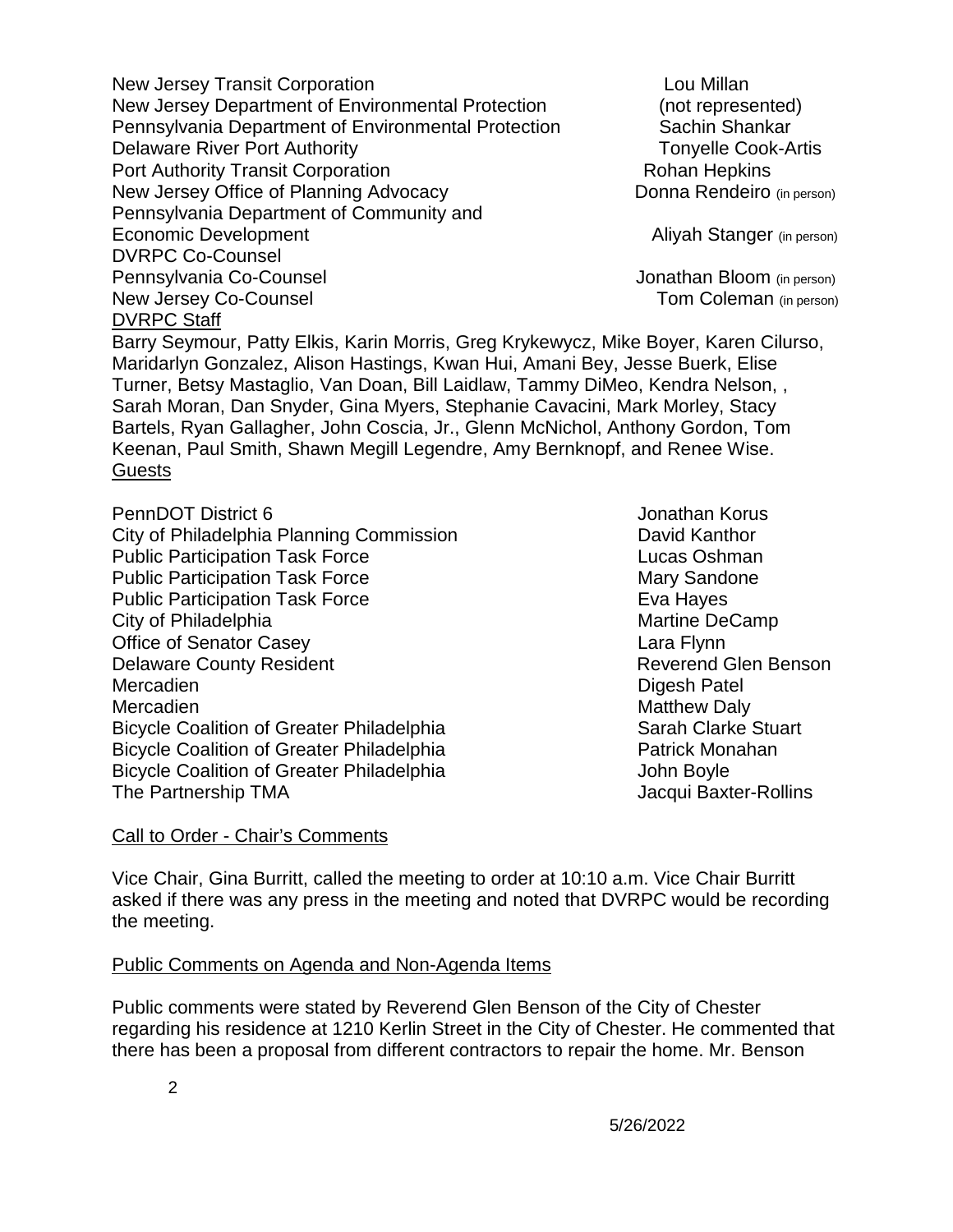| | |
|---|---|
| New Jersey Transit Corporation | Lou Millan |
| New Jersey Department of Environmental Protection | (not represented) |
| Pennsylvania Department of Environmental Protection | Sachin Shankar |
| Delaware River Port Authority | Tonyelle Cook-Artis |
| Port Authority Transit Corporation | Rohan Hepkins |
| New Jersey Office of Planning Advocacy | Donna Rendeiro (in person) |
| Pennsylvania Department of Community and Economic Development | Aliyah Stanger (in person) |
| **DVRPC Co-Counsel** | |
| Pennsylvania Co-Counsel | Jonathan Bloom (in person) |
| New Jersey Co-Counsel | Tom Coleman (in person) |

DVRPC Staff

Barry Seymour, Patty Elkis, Karin Morris, Greg Krykewycz, Mike Boyer, Karen Cilurso, Maridarlyn Gonzalez, Alison Hastings, Kwan Hui, Amani Bey, Jesse Buerk, Elise Turner, Betsy Mastaglio, Van Doan, Bill Laidlaw, Tammy DiMeo, Kendra Nelson, , Sarah Moran, Dan Snyder, Gina Myers, Stephanie Cavacini, Mark Morley, Stacy Bartels, Ryan Gallagher, John Coscia, Jr., Glenn McNichol, Anthony Gordon, Tom Keenan, Paul Smith, Shawn Megill Legendre, Amy Bernknopf, and Renee Wise.

Guests

| | |
|---|---|
| PennDOT District 6 | Jonathan Korus |
| City of Philadelphia Planning Commission | David Kanthor |
| Public Participation Task Force | Lucas Oshman |
| Public Participation Task Force | Mary Sandone |
| Public Participation Task Force | Eva Hayes |
| City of Philadelphia | Martine DeCamp |
| Office of Senator Casey | Lara Flynn |
| Delaware County Resident | Reverend Glen Benson |
| Mercadien | Digesh Patel |
| Mercadien | Matthew Daly |
| Bicycle Coalition of Greater Philadelphia | Sarah Clarke Stuart |
| Bicycle Coalition of Greater Philadelphia | Patrick Monahan |
| Bicycle Coalition of Greater Philadelphia | John Boyle |
| The Partnership TMA | Jacqui Baxter-Rollins |

Call to Order - Chair's Comments

Vice Chair, Gina Burritt, called the meeting to order at 10:10 a.m. Vice Chair Burritt asked if there was any press in the meeting and noted that DVRPC would be recording the meeting.

Public Comments on Agenda and Non-Agenda Items

Public comments were stated by Reverend Glen Benson of the City of Chester regarding his residence at 1210 Kerlin Street in the City of Chester. He commented that there has been a proposal from different contractors to repair the home. Mr. Benson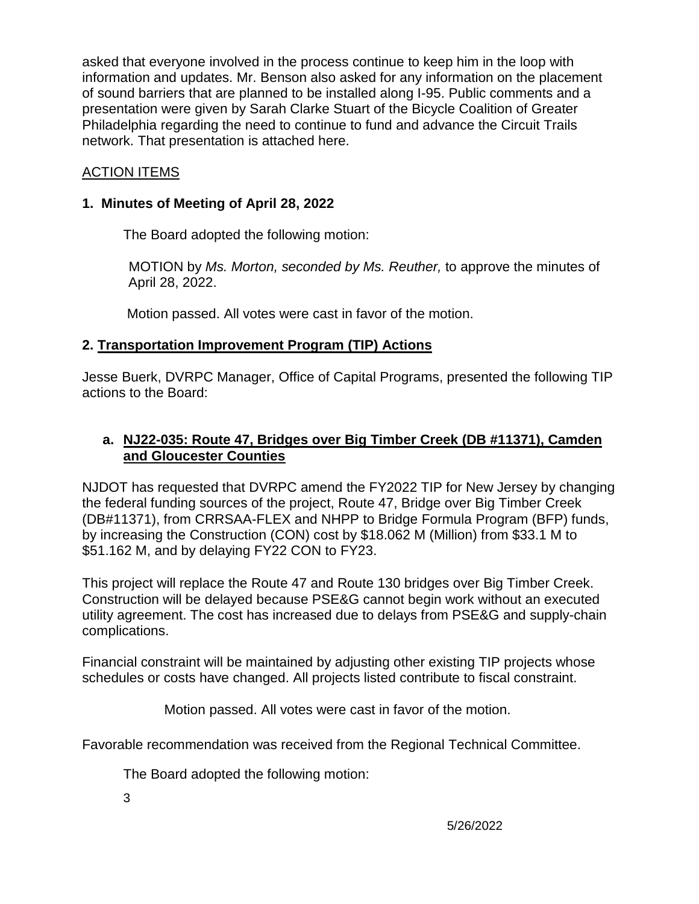asked that everyone involved in the process continue to keep him in the loop with information and updates. Mr. Benson also asked for any information on the placement of sound barriers that are planned to be installed along I-95. Public comments and a presentation were given by Sarah Clarke Stuart of the Bicycle Coalition of Greater Philadelphia regarding the need to continue to fund and advance the Circuit Trails network. That presentation is attached here.

ACTION ITEMS

**1. Minutes of Meeting of April 28, 2022**

The Board adopted the following motion:

MOTION by *Ms. Morton, seconded by Ms. Reuther,* to approve the minutes of April 28, 2022.

Motion passed. All votes were cast in favor of the motion.

**2. Transportation Improvement Program (TIP) Actions**

Jesse Buerk, DVRPC Manager, Office of Capital Programs, presented the following TIP actions to the Board:

**a. NJ22-035: Route 47, Bridges over Big Timber Creek (DB #11371), Camden and Gloucester Counties**

NJDOT has requested that DVRPC amend the FY2022 TIP for New Jersey by changing the federal funding sources of the project, Route 47, Bridge over Big Timber Creek (DB#11371), from CRRSAA-FLEX and NHPP to Bridge Formula Program (BFP) funds, by increasing the Construction (CON) cost by $18.062 M (Million) from $33.1 M to $51.162 M, and by delaying FY22 CON to FY23.

This project will replace the Route 47 and Route 130 bridges over Big Timber Creek. Construction will be delayed because PSE&G cannot begin work without an executed utility agreement. The cost has increased due to delays from PSE&G and supply-chain complications.

Financial constraint will be maintained by adjusting other existing TIP projects whose schedules or costs have changed. All projects listed contribute to fiscal constraint.

Motion passed. All votes were cast in favor of the motion.

Favorable recommendation was received from the Regional Technical Committee.

The Board adopted the following motion: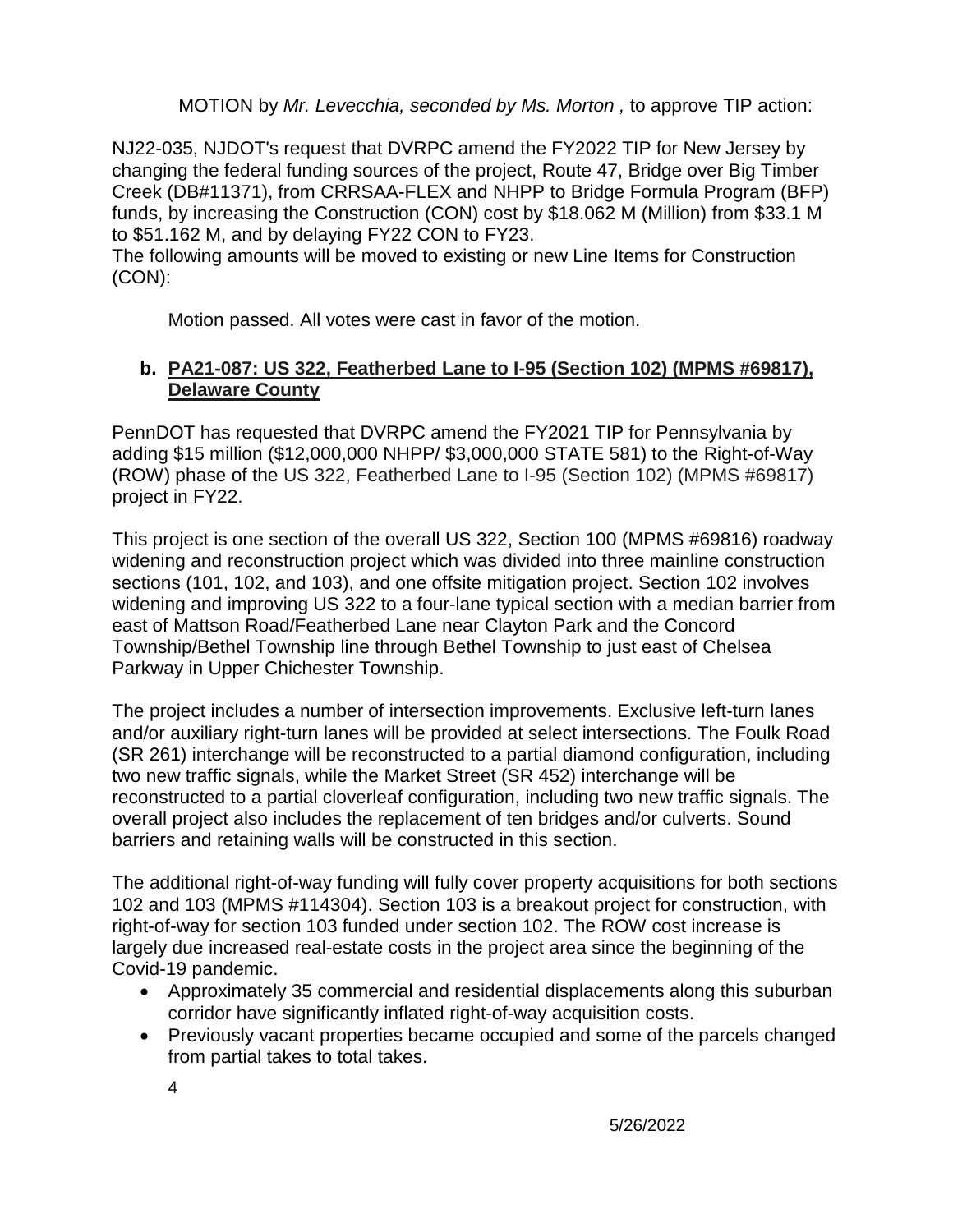MOTION by *Mr. Levecchia, seconded by Ms. Morton ,* to approve TIP action:

NJ22-035, NJDOT's request that DVRPC amend the FY2022 TIP for New Jersey by changing the federal funding sources of the project, Route 47, Bridge over Big Timber Creek (DB#11371), from CRRSAA-FLEX and NHPP to Bridge Formula Program (BFP) funds, by increasing the Construction (CON) cost by $18.062 M (Million) from $33.1 M to $51.162 M, and by delaying FY22 CON to FY23.
The following amounts will be moved to existing or new Line Items for Construction (CON):

Motion passed. All votes were cast in favor of the motion.

**b. PA21-087: US 322, Featherbed Lane to I-95 (Section 102) (MPMS #69817), Delaware County**

PennDOT has requested that DVRPC amend the FY2021 TIP for Pennsylvania by adding $15 million ($12,000,000 NHPP/ $3,000,000 STATE 581) to the Right-of-Way (ROW) phase of the US 322, Featherbed Lane to I-95 (Section 102) (MPMS #69817) project in FY22.

This project is one section of the overall US 322, Section 100 (MPMS #69816) roadway widening and reconstruction project which was divided into three mainline construction sections (101, 102, and 103), and one offsite mitigation project. Section 102 involves widening and improving US 322 to a four-lane typical section with a median barrier from east of Mattson Road/Featherbed Lane near Clayton Park and the Concord Township/Bethel Township line through Bethel Township to just east of Chelsea Parkway in Upper Chichester Township.

The project includes a number of intersection improvements. Exclusive left-turn lanes and/or auxiliary right-turn lanes will be provided at select intersections. The Foulk Road (SR 261) interchange will be reconstructed to a partial diamond configuration, including two new traffic signals, while the Market Street (SR 452) interchange will be reconstructed to a partial cloverleaf configuration, including two new traffic signals. The overall project also includes the replacement of ten bridges and/or culverts. Sound barriers and retaining walls will be constructed in this section.

The additional right-of-way funding will fully cover property acquisitions for both sections 102 and 103 (MPMS #114304). Section 103 is a breakout project for construction, with right-of-way for section 103 funded under section 102. The ROW cost increase is largely due increased real-estate costs in the project area since the beginning of the Covid-19 pandemic.

- Approximately 35 commercial and residential displacements along this suburban corridor have significantly inflated right-of-way acquisition costs.
- Previously vacant properties became occupied and some of the parcels changed from partial takes to total takes.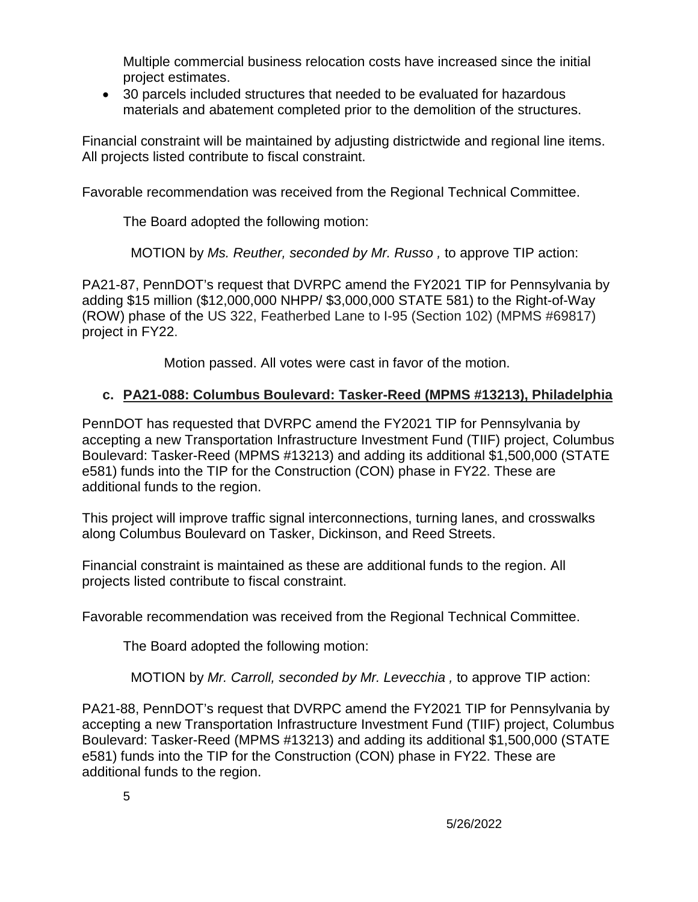Multiple commercial business relocation costs have increased since the initial project estimates.

- 30 parcels included structures that needed to be evaluated for hazardous materials and abatement completed prior to the demolition of the structures.

Financial constraint will be maintained by adjusting districtwide and regional line items. All projects listed contribute to fiscal constraint.

Favorable recommendation was received from the Regional Technical Committee.

The Board adopted the following motion:

MOTION by *Ms. Reuther, seconded by Mr. Russo ,* to approve TIP action:

PA21-87, PennDOT's request that DVRPC amend the FY2021 TIP for Pennsylvania by adding $15 million ($12,000,000 NHPP/ $3,000,000 STATE 581) to the Right-of-Way (ROW) phase of the US 322, Featherbed Lane to I-95 (Section 102) (MPMS #69817) project in FY22.

Motion passed. All votes were cast in favor of the motion.

### c. PA21-088: Columbus Boulevard: Tasker-Reed (MPMS #13213), Philadelphia

PennDOT has requested that DVRPC amend the FY2021 TIP for Pennsylvania by accepting a new Transportation Infrastructure Investment Fund (TIIF) project, Columbus Boulevard: Tasker-Reed (MPMS #13213) and adding its additional $1,500,000 (STATE e581) funds into the TIP for the Construction (CON) phase in FY22. These are additional funds to the region.

This project will improve traffic signal interconnections, turning lanes, and crosswalks along Columbus Boulevard on Tasker, Dickinson, and Reed Streets.

Financial constraint is maintained as these are additional funds to the region. All projects listed contribute to fiscal constraint.

Favorable recommendation was received from the Regional Technical Committee.

The Board adopted the following motion:

MOTION by *Mr. Carroll, seconded by Mr. Levecchia ,* to approve TIP action:

PA21-88, PennDOT's request that DVRPC amend the FY2021 TIP for Pennsylvania by accepting a new Transportation Infrastructure Investment Fund (TIIF) project, Columbus Boulevard: Tasker-Reed (MPMS #13213) and adding its additional $1,500,000 (STATE e581) funds into the TIP for the Construction (CON) phase in FY22. These are additional funds to the region.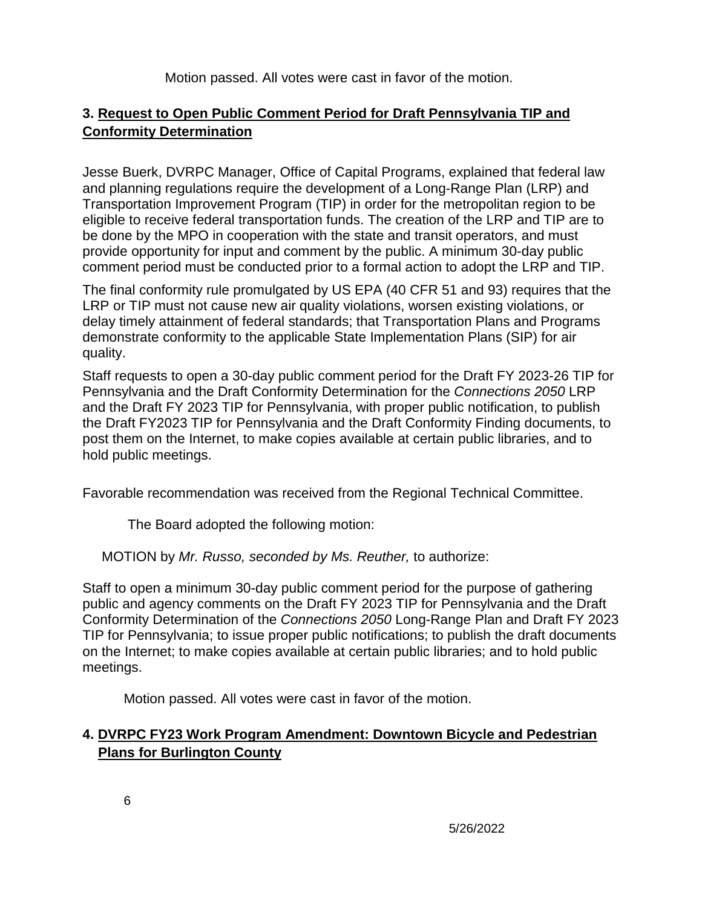Motion passed. All votes were cast in favor of the motion.

### 3. Request to Open Public Comment Period for Draft Pennsylvania TIP and Conformity Determination

Jesse Buerk, DVRPC Manager, Office of Capital Programs, explained that federal law and planning regulations require the development of a Long-Range Plan (LRP) and Transportation Improvement Program (TIP) in order for the metropolitan region to be eligible to receive federal transportation funds. The creation of the LRP and TIP are to be done by the MPO in cooperation with the state and transit operators, and must provide opportunity for input and comment by the public. A minimum 30-day public comment period must be conducted prior to a formal action to adopt the LRP and TIP.

The final conformity rule promulgated by US EPA (40 CFR 51 and 93) requires that the LRP or TIP must not cause new air quality violations, worsen existing violations, or delay timely attainment of federal standards; that Transportation Plans and Programs demonstrate conformity to the applicable State Implementation Plans (SIP) for air quality.

Staff requests to open a 30-day public comment period for the Draft FY 2023-26 TIP for Pennsylvania and the Draft Conformity Determination for the *Connections 2050* LRP and the Draft FY 2023 TIP for Pennsylvania, with proper public notification, to publish the Draft FY2023 TIP for Pennsylvania and the Draft Conformity Finding documents, to post them on the Internet, to make copies available at certain public libraries, and to hold public meetings.

Favorable recommendation was received from the Regional Technical Committee.

The Board adopted the following motion:

MOTION by *Mr. Russo, seconded by Ms. Reuther,* to authorize:

Staff to open a minimum 30-day public comment period for the purpose of gathering public and agency comments on the Draft FY 2023 TIP for Pennsylvania and the Draft Conformity Determination of the *Connections 2050* Long-Range Plan and Draft FY 2023 TIP for Pennsylvania; to issue proper public notifications; to publish the draft documents on the Internet; to make copies available at certain public libraries; and to hold public meetings.

Motion passed. All votes were cast in favor of the motion.

### 4. DVRPC FY23 Work Program Amendment: Downtown Bicycle and Pedestrian Plans for Burlington County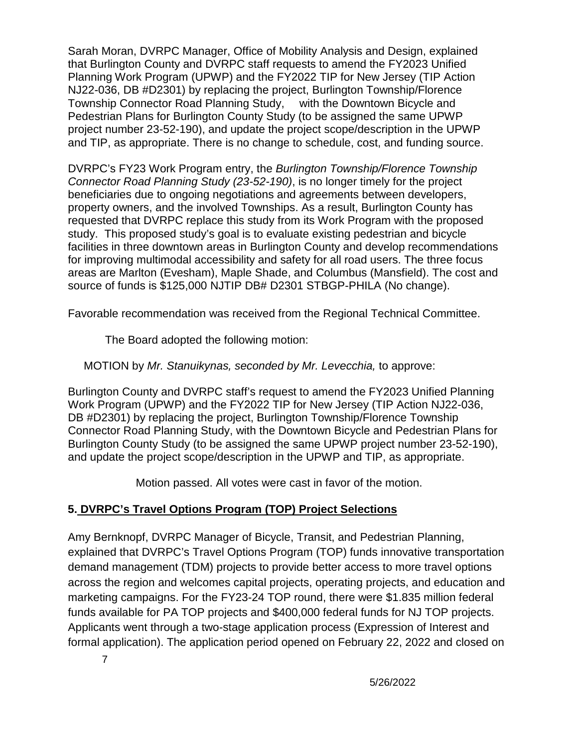Sarah Moran, DVRPC Manager, Office of Mobility Analysis and Design, explained that Burlington County and DVRPC staff requests to amend the FY2023 Unified Planning Work Program (UPWP) and the FY2022 TIP for New Jersey (TIP Action NJ22-036, DB #D2301) by replacing the project, Burlington Township/Florence Township Connector Road Planning Study, with the Downtown Bicycle and Pedestrian Plans for Burlington County Study (to be assigned the same UPWP project number 23-52-190), and update the project scope/description in the UPWP and TIP, as appropriate. There is no change to schedule, cost, and funding source.

DVRPC's FY23 Work Program entry, the *Burlington Township/Florence Township Connector Road Planning Study (23-52-190)*, is no longer timely for the project beneficiaries due to ongoing negotiations and agreements between developers, property owners, and the involved Townships. As a result, Burlington County has requested that DVRPC replace this study from its Work Program with the proposed study. This proposed study's goal is to evaluate existing pedestrian and bicycle facilities in three downtown areas in Burlington County and develop recommendations for improving multimodal accessibility and safety for all road users. The three focus areas are Marlton (Evesham), Maple Shade, and Columbus (Mansfield). The cost and source of funds is $125,000 NJTIP DB# D2301 STBGP-PHILA (No change).

Favorable recommendation was received from the Regional Technical Committee.

The Board adopted the following motion:

MOTION by *Mr. Stanuikynas, seconded by Mr. Levecchia,* to approve:

Burlington County and DVRPC staff's request to amend the FY2023 Unified Planning Work Program (UPWP) and the FY2022 TIP for New Jersey (TIP Action NJ22-036, DB #D2301) by replacing the project, Burlington Township/Florence Township Connector Road Planning Study, with the Downtown Bicycle and Pedestrian Plans for Burlington County Study (to be assigned the same UPWP project number 23-52-190), and update the project scope/description in the UPWP and TIP, as appropriate.

Motion passed. All votes were cast in favor of the motion.

## 5. DVRPC's Travel Options Program (TOP) Project Selections

Amy Bernknopf, DVRPC Manager of Bicycle, Transit, and Pedestrian Planning, explained that DVRPC's Travel Options Program (TOP) funds innovative transportation demand management (TDM) projects to provide better access to more travel options across the region and welcomes capital projects, operating projects, and education and marketing campaigns. For the FY23-24 TOP round, there were $1.835 million federal funds available for PA TOP projects and $400,000 federal funds for NJ TOP projects. Applicants went through a two-stage application process (Expression of Interest and formal application). The application period opened on February 22, 2022 and closed on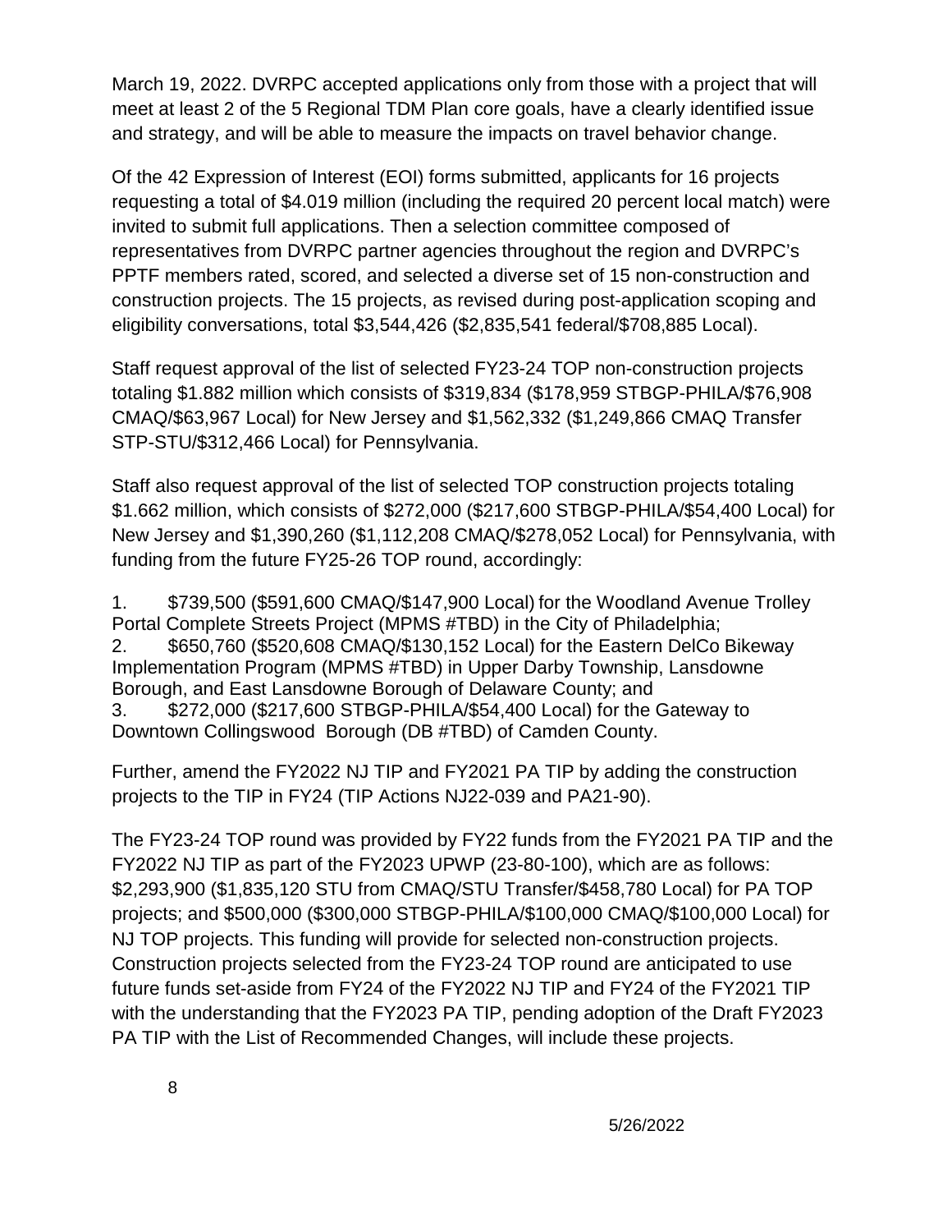March 19, 2022. DVRPC accepted applications only from those with a project that will meet at least 2 of the 5 Regional TDM Plan core goals, have a clearly identified issue and strategy, and will be able to measure the impacts on travel behavior change.

Of the 42 Expression of Interest (EOI) forms submitted, applicants for 16 projects requesting a total of $4.019 million (including the required 20 percent local match) were invited to submit full applications. Then a selection committee composed of representatives from DVRPC partner agencies throughout the region and DVRPC's PPTF members rated, scored, and selected a diverse set of 15 non-construction and construction projects. The 15 projects, as revised during post-application scoping and eligibility conversations, total $3,544,426 ($2,835,541 federal/$708,885 Local).

Staff request approval of the list of selected FY23-24 TOP non-construction projects totaling $1.882 million which consists of $319,834 ($178,959 STBGP-PHILA/$76,908 CMAQ/$63,967 Local) for New Jersey and $1,562,332 ($1,249,866 CMAQ Transfer STP-STU/$312,466 Local) for Pennsylvania.

Staff also request approval of the list of selected TOP construction projects totaling $1.662 million, which consists of $272,000 ($217,600 STBGP-PHILA/$54,400 Local) for New Jersey and $1,390,260 ($1,112,208 CMAQ/$278,052 Local) for Pennsylvania, with funding from the future FY25-26 TOP round, accordingly:

1. $739,500 ($591,600 CMAQ/$147,900 Local) for the Woodland Avenue Trolley Portal Complete Streets Project (MPMS #TBD) in the City of Philadelphia;
2. $650,760 ($520,608 CMAQ/$130,152 Local) for the Eastern DelCo Bikeway Implementation Program (MPMS #TBD) in Upper Darby Township, Lansdowne Borough, and East Lansdowne Borough of Delaware County; and
3. $272,000 ($217,600 STBGP-PHILA/$54,400 Local) for the Gateway to Downtown Collingswood Borough (DB #TBD) of Camden County.

Further, amend the FY2022 NJ TIP and FY2021 PA TIP by adding the construction projects to the TIP in FY24 (TIP Actions NJ22-039 and PA21-90).

The FY23-24 TOP round was provided by FY22 funds from the FY2021 PA TIP and the FY2022 NJ TIP as part of the FY2023 UPWP (23-80-100), which are as follows: $2,293,900 ($1,835,120 STU from CMAQ/STU Transfer/$458,780 Local) for PA TOP projects; and $500,000 ($300,000 STBGP-PHILA/$100,000 CMAQ/$100,000 Local) for NJ TOP projects. This funding will provide for selected non-construction projects. Construction projects selected from the FY23-24 TOP round are anticipated to use future funds set-aside from FY24 of the FY2022 NJ TIP and FY24 of the FY2021 TIP with the understanding that the FY2023 PA TIP, pending adoption of the Draft FY2023 PA TIP with the List of Recommended Changes, will include these projects.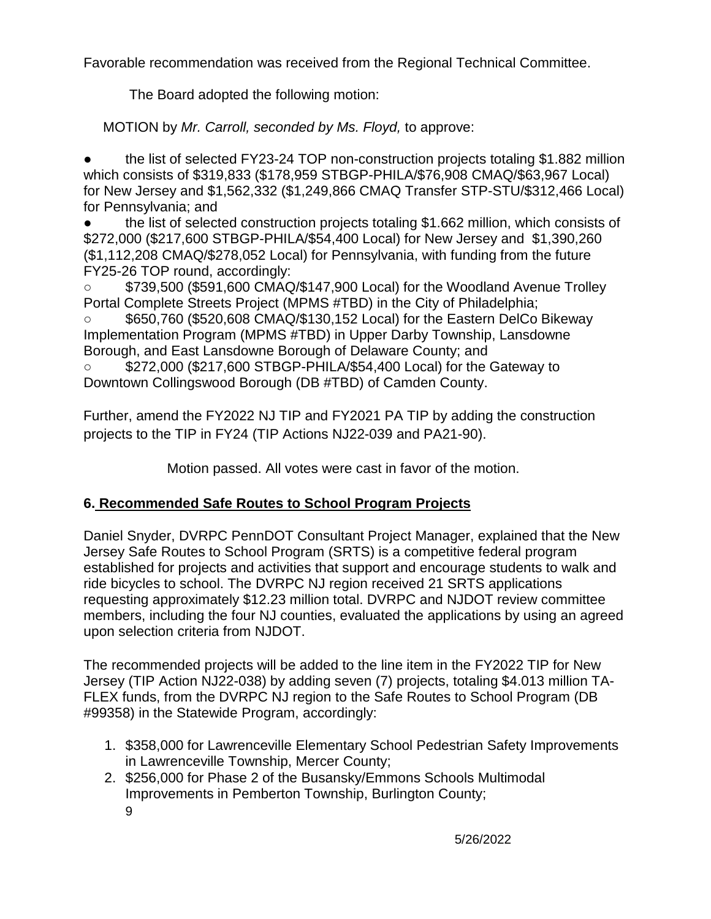Favorable recommendation was received from the Regional Technical Committee.

The Board adopted the following motion:

MOTION by *Mr. Carroll, seconded by Ms. Floyd,* to approve:

- the list of selected FY23-24 TOP non-construction projects totaling $1.882 million which consists of $319,833 ($178,959 STBGP-PHILA/$76,908 CMAQ/$63,967 Local) for New Jersey and $1,562,332 ($1,249,866 CMAQ Transfer STP-STU/$312,466 Local) for Pennsylvania; and
- the list of selected construction projects totaling $1.662 million, which consists of $272,000 ($217,600 STBGP-PHILA/$54,400 Local) for New Jersey and $1,390,260 ($1,112,208 CMAQ/$278,052 Local) for Pennsylvania, with funding from the future FY25-26 TOP round, accordingly:
  - $739,500 ($591,600 CMAQ/$147,900 Local) for the Woodland Avenue Trolley Portal Complete Streets Project (MPMS #TBD) in the City of Philadelphia;
  - $650,760 ($520,608 CMAQ/$130,152 Local) for the Eastern DelCo Bikeway Implementation Program (MPMS #TBD) in Upper Darby Township, Lansdowne Borough, and East Lansdowne Borough of Delaware County; and
  - $272,000 ($217,600 STBGP-PHILA/$54,400 Local) for the Gateway to Downtown Collingswood Borough (DB #TBD) of Camden County.

Further, amend the FY2022 NJ TIP and FY2021 PA TIP by adding the construction projects to the TIP in FY24 (TIP Actions NJ22-039 and PA21-90).

Motion passed. All votes were cast in favor of the motion.

## 6. Recommended Safe Routes to School Program Projects

Daniel Snyder, DVRPC PennDOT Consultant Project Manager, explained that the New Jersey Safe Routes to School Program (SRTS) is a competitive federal program established for projects and activities that support and encourage students to walk and ride bicycles to school. The DVRPC NJ region received 21 SRTS applications requesting approximately $12.23 million total. DVRPC and NJDOT review committee members, including the four NJ counties, evaluated the applications by using an agreed upon selection criteria from NJDOT.

The recommended projects will be added to the line item in the FY2022 TIP for New Jersey (TIP Action NJ22-038) by adding seven (7) projects, totaling $4.013 million TA-FLEX funds, from the DVRPC NJ region to the Safe Routes to School Program (DB #99358) in the Statewide Program, accordingly:

1. $358,000 for Lawrenceville Elementary School Pedestrian Safety Improvements in Lawrenceville Township, Mercer County;
2. $256,000 for Phase 2 of the Busansky/Emmons Schools Multimodal Improvements in Pemberton Township, Burlington County;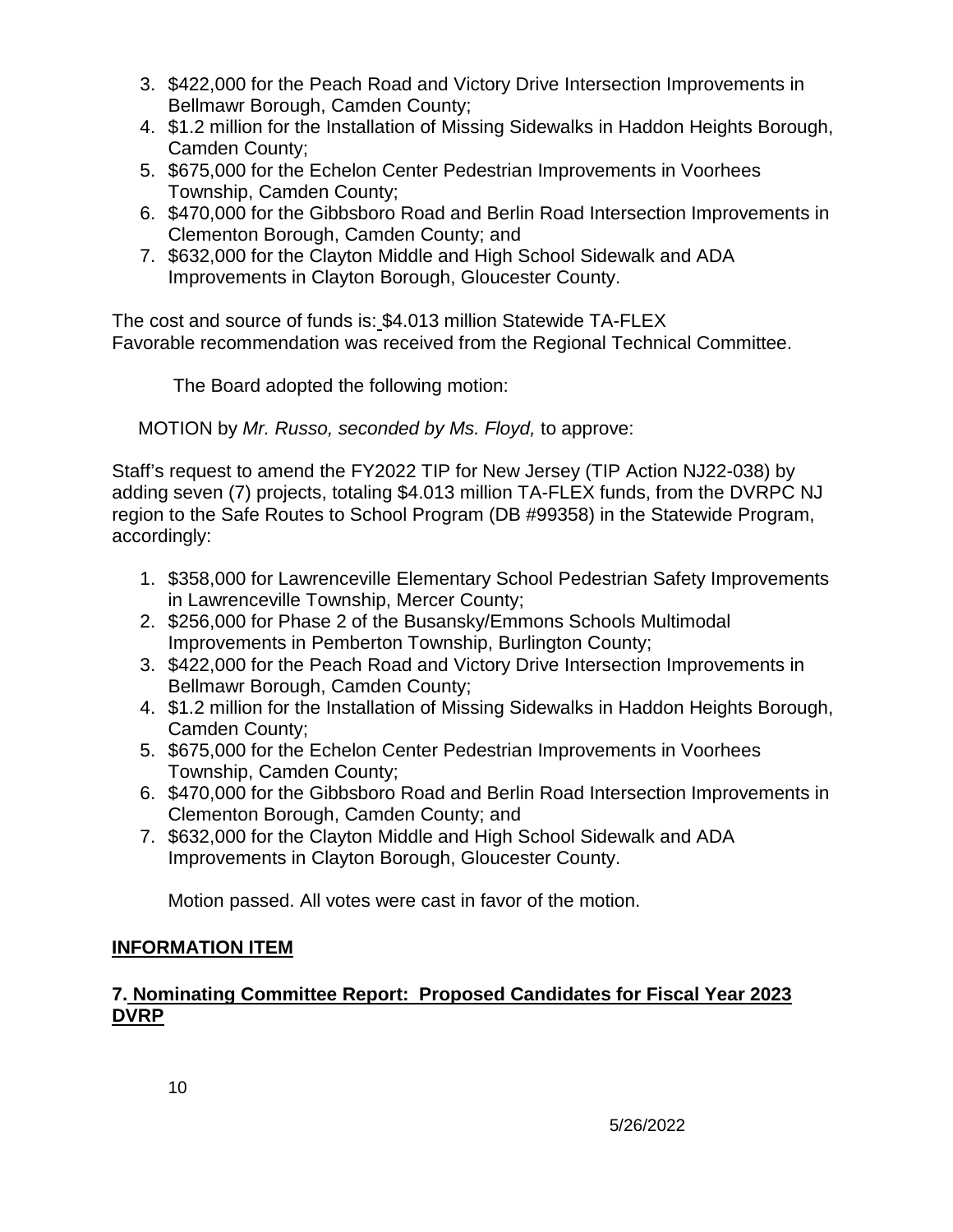3. $422,000 for the Peach Road and Victory Drive Intersection Improvements in Bellmawr Borough, Camden County;
4. $1.2 million for the Installation of Missing Sidewalks in Haddon Heights Borough, Camden County;
5. $675,000 for the Echelon Center Pedestrian Improvements in Voorhees Township, Camden County;
6. $470,000 for the Gibbsboro Road and Berlin Road Intersection Improvements in Clementon Borough, Camden County; and
7. $632,000 for the Clayton Middle and High School Sidewalk and ADA Improvements in Clayton Borough, Gloucester County.

The cost and source of funds is: $4.013 million Statewide TA-FLEX
Favorable recommendation was received from the Regional Technical Committee.

The Board adopted the following motion:

MOTION by *Mr. Russo, seconded by Ms. Floyd,* to approve:

Staff's request to amend the FY2022 TIP for New Jersey (TIP Action NJ22-038) by adding seven (7) projects, totaling $4.013 million TA-FLEX funds, from the DVRPC NJ region to the Safe Routes to School Program (DB #99358) in the Statewide Program, accordingly:

1. $358,000 for Lawrenceville Elementary School Pedestrian Safety Improvements in Lawrenceville Township, Mercer County;
2. $256,000 for Phase 2 of the Busansky/Emmons Schools Multimodal Improvements in Pemberton Township, Burlington County;
3. $422,000 for the Peach Road and Victory Drive Intersection Improvements in Bellmawr Borough, Camden County;
4. $1.2 million for the Installation of Missing Sidewalks in Haddon Heights Borough, Camden County;
5. $675,000 for the Echelon Center Pedestrian Improvements in Voorhees Township, Camden County;
6. $470,000 for the Gibbsboro Road and Berlin Road Intersection Improvements in Clementon Borough, Camden County; and
7. $632,000 for the Clayton Middle and High School Sidewalk and ADA Improvements in Clayton Borough, Gloucester County.

Motion passed. All votes were cast in favor of the motion.

## INFORMATION ITEM

## 7. Nominating Committee Report: Proposed Candidates for Fiscal Year 2023 DVRP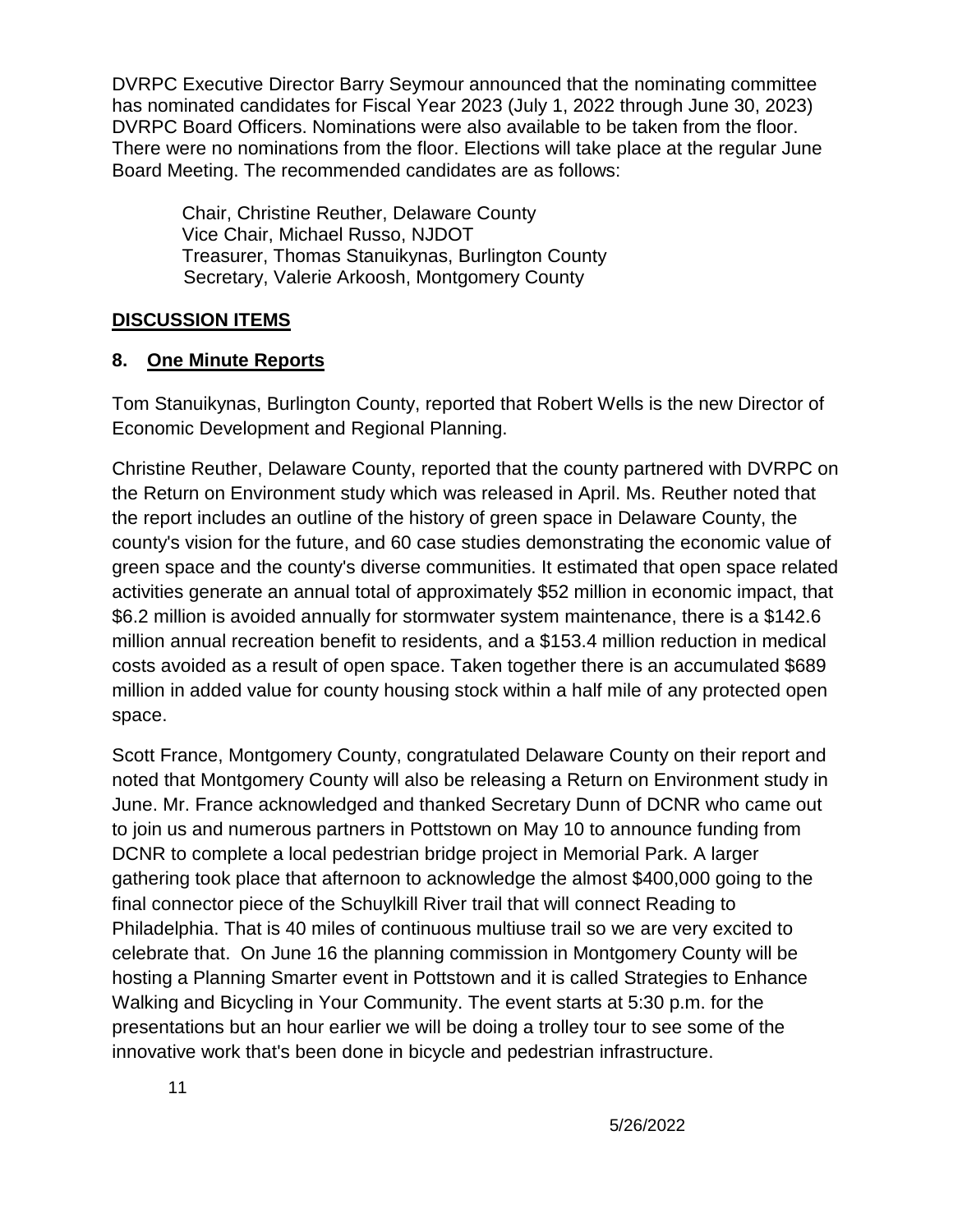DVRPC Executive Director Barry Seymour announced that the nominating committee has nominated candidates for Fiscal Year 2023 (July 1, 2022 through June 30, 2023) DVRPC Board Officers. Nominations were also available to be taken from the floor. There were no nominations from the floor. Elections will take place at the regular June Board Meeting. The recommended candidates are as follows:

Chair, Christine Reuther, Delaware County
Vice Chair, Michael Russo, NJDOT
Treasurer, Thomas Stanuikynas, Burlington County
Secretary, Valerie Arkoosh, Montgomery County

## DISCUSSION ITEMS

### 8. One Minute Reports

Tom Stanuikynas, Burlington County, reported that Robert Wells is the new Director of Economic Development and Regional Planning.

Christine Reuther, Delaware County, reported that the county partnered with DVRPC on the Return on Environment study which was released in April. Ms. Reuther noted that the report includes an outline of the history of green space in Delaware County, the county's vision for the future, and 60 case studies demonstrating the economic value of green space and the county's diverse communities. It estimated that open space related activities generate an annual total of approximately $52 million in economic impact, that $6.2 million is avoided annually for stormwater system maintenance, there is a $142.6 million annual recreation benefit to residents, and a $153.4 million reduction in medical costs avoided as a result of open space. Taken together there is an accumulated $689 million in added value for county housing stock within a half mile of any protected open space.

Scott France, Montgomery County, congratulated Delaware County on their report and noted that Montgomery County will also be releasing a Return on Environment study in June. Mr. France acknowledged and thanked Secretary Dunn of DCNR who came out to join us and numerous partners in Pottstown on May 10 to announce funding from DCNR to complete a local pedestrian bridge project in Memorial Park. A larger gathering took place that afternoon to acknowledge the almost $400,000 going to the final connector piece of the Schuylkill River trail that will connect Reading to Philadelphia. That is 40 miles of continuous multiuse trail so we are very excited to celebrate that. On June 16 the planning commission in Montgomery County will be hosting a Planning Smarter event in Pottstown and it is called Strategies to Enhance Walking and Bicycling in Your Community. The event starts at 5:30 p.m. for the presentations but an hour earlier we will be doing a trolley tour to see some of the innovative work that's been done in bicycle and pedestrian infrastructure.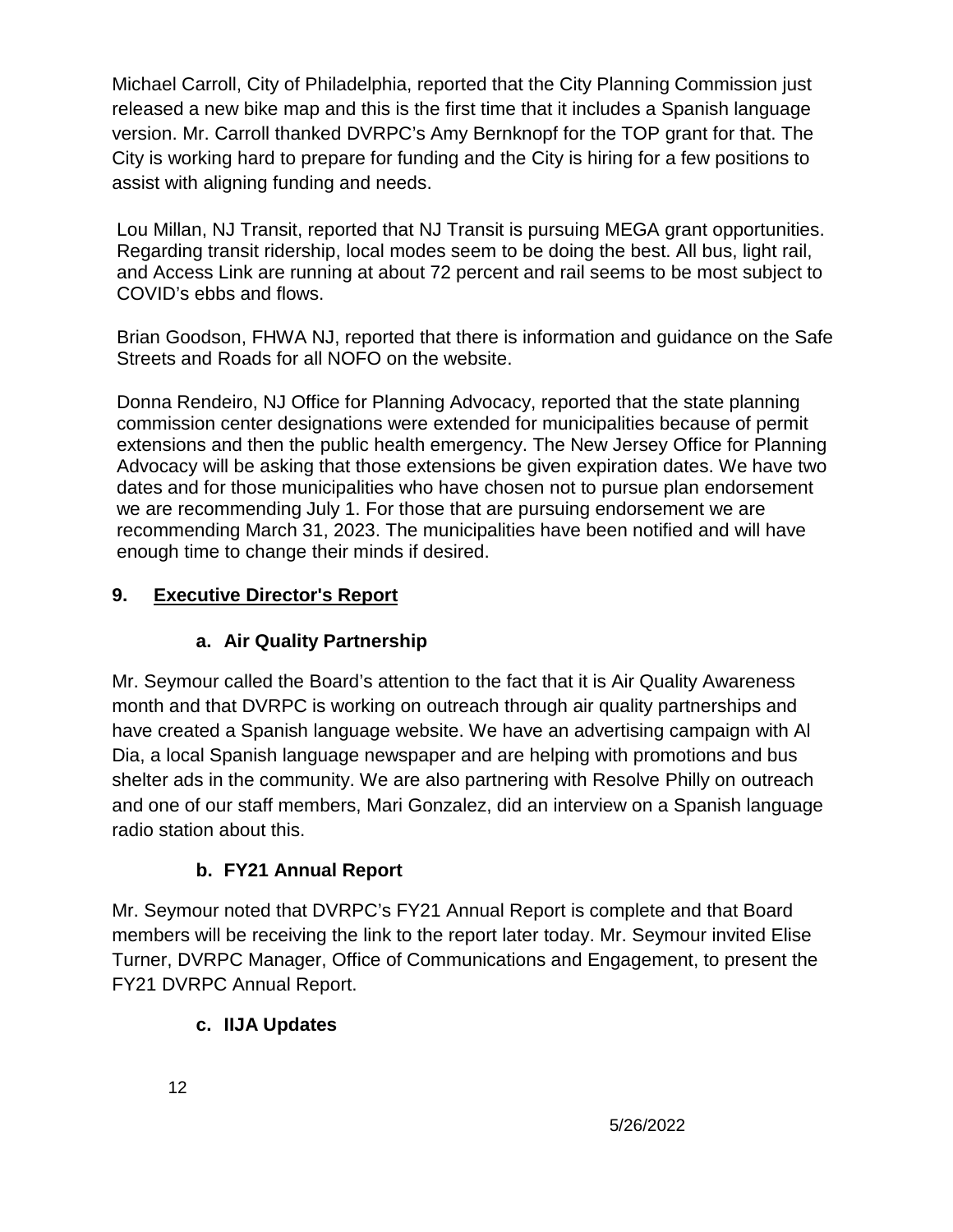Michael Carroll, City of Philadelphia, reported that the City Planning Commission just released a new bike map and this is the first time that it includes a Spanish language version. Mr. Carroll thanked DVRPC's Amy Bernknopf for the TOP grant for that. The City is working hard to prepare for funding and the City is hiring for a few positions to assist with aligning funding and needs.

Lou Millan, NJ Transit, reported that NJ Transit is pursuing MEGA grant opportunities. Regarding transit ridership, local modes seem to be doing the best. All bus, light rail, and Access Link are running at about 72 percent and rail seems to be most subject to COVID's ebbs and flows.

Brian Goodson, FHWA NJ, reported that there is information and guidance on the Safe Streets and Roads for all NOFO on the website.

Donna Rendeiro, NJ Office for Planning Advocacy, reported that the state planning commission center designations were extended for municipalities because of permit extensions and then the public health emergency. The New Jersey Office for Planning Advocacy will be asking that those extensions be given expiration dates. We have two dates and for those municipalities who have chosen not to pursue plan endorsement we are recommending July 1. For those that are pursuing endorsement we are recommending March 31, 2023. The municipalities have been notified and will have enough time to change their minds if desired.

## 9. Executive Director's Report

### a. Air Quality Partnership

Mr. Seymour called the Board's attention to the fact that it is Air Quality Awareness month and that DVRPC is working on outreach through air quality partnerships and have created a Spanish language website. We have an advertising campaign with Al Dia, a local Spanish language newspaper and are helping with promotions and bus shelter ads in the community. We are also partnering with Resolve Philly on outreach and one of our staff members, Mari Gonzalez, did an interview on a Spanish language radio station about this.

### b. FY21 Annual Report

Mr. Seymour noted that DVRPC's FY21 Annual Report is complete and that Board members will be receiving the link to the report later today. Mr. Seymour invited Elise Turner, DVRPC Manager, Office of Communications and Engagement, to present the FY21 DVRPC Annual Report.

### c. IIJA Updates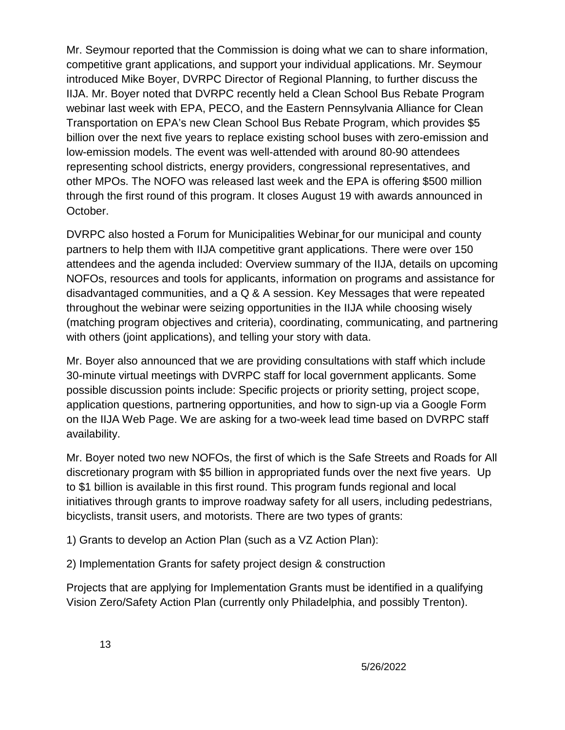Mr. Seymour reported that the Commission is doing what we can to share information, competitive grant applications, and support your individual applications. Mr. Seymour introduced Mike Boyer, DVRPC Director of Regional Planning, to further discuss the IIJA. Mr. Boyer noted that DVRPC recently held a Clean School Bus Rebate Program webinar last week with EPA, PECO, and the Eastern Pennsylvania Alliance for Clean Transportation on EPA's new Clean School Bus Rebate Program, which provides $5 billion over the next five years to replace existing school buses with zero-emission and low-emission models. The event was well-attended with around 80-90 attendees representing school districts, energy providers, congressional representatives, and other MPOs. The NOFO was released last week and the EPA is offering $500 million through the first round of this program. It closes August 19 with awards announced in October.

DVRPC also hosted a Forum for Municipalities Webinar for our municipal and county partners to help them with IIJA competitive grant applications. There were over 150 attendees and the agenda included: Overview summary of the IIJA, details on upcoming NOFOs, resources and tools for applicants, information on programs and assistance for disadvantaged communities, and a Q & A session. Key Messages that were repeated throughout the webinar were seizing opportunities in the IIJA while choosing wisely (matching program objectives and criteria), coordinating, communicating, and partnering with others (joint applications), and telling your story with data.

Mr. Boyer also announced that we are providing consultations with staff which include 30-minute virtual meetings with DVRPC staff for local government applicants. Some possible discussion points include: Specific projects or priority setting, project scope, application questions, partnering opportunities, and how to sign-up via a Google Form on the IIJA Web Page. We are asking for a two-week lead time based on DVRPC staff availability.

Mr. Boyer noted two new NOFOs, the first of which is the Safe Streets and Roads for All discretionary program with $5 billion in appropriated funds over the next five years. Up to $1 billion is available in this first round. This program funds regional and local initiatives through grants to improve roadway safety for all users, including pedestrians, bicyclists, transit users, and motorists. There are two types of grants:

1) Grants to develop an Action Plan (such as a VZ Action Plan):

2) Implementation Grants for safety project design & construction

Projects that are applying for Implementation Grants must be identified in a qualifying Vision Zero/Safety Action Plan (currently only Philadelphia, and possibly Trenton).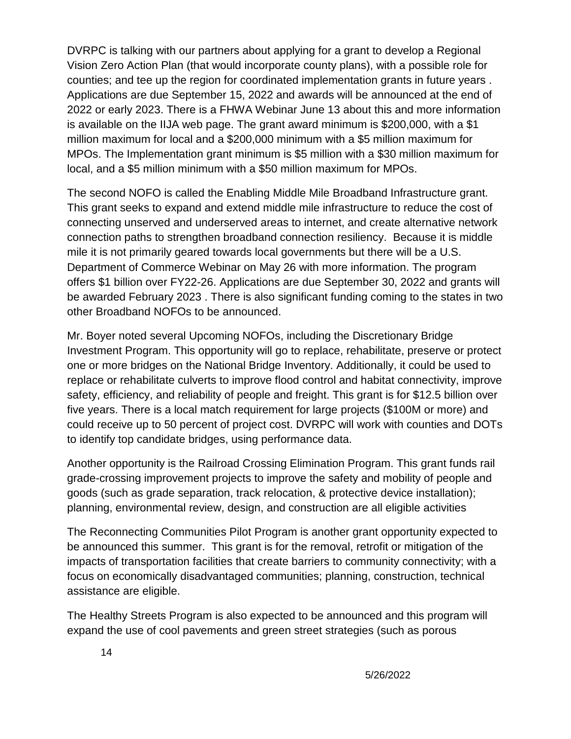DVRPC is talking with our partners about applying for a grant to develop a Regional Vision Zero Action Plan (that would incorporate county plans), with a possible role for counties; and tee up the region for coordinated implementation grants in future years . Applications are due September 15, 2022 and awards will be announced at the end of 2022 or early 2023. There is a FHWA Webinar June 13 about this and more information is available on the IIJA web page. The grant award minimum is $200,000, with a $1 million maximum for local and a $200,000 minimum with a $5 million maximum for MPOs. The Implementation grant minimum is $5 million with a $30 million maximum for local, and a $5 million minimum with a $50 million maximum for MPOs.

The second NOFO is called the Enabling Middle Mile Broadband Infrastructure grant. This grant seeks to expand and extend middle mile infrastructure to reduce the cost of connecting unserved and underserved areas to internet, and create alternative network connection paths to strengthen broadband connection resiliency.  Because it is middle mile it is not primarily geared towards local governments but there will be a U.S. Department of Commerce Webinar on May 26 with more information. The program offers $1 billion over FY22-26. Applications are due September 30, 2022 and grants will be awarded February 2023 . There is also significant funding coming to the states in two other Broadband NOFOs to be announced.

Mr. Boyer noted several Upcoming NOFOs, including the Discretionary Bridge Investment Program. This opportunity will go to replace, rehabilitate, preserve or protect one or more bridges on the National Bridge Inventory. Additionally, it could be used to replace or rehabilitate culverts to improve flood control and habitat connectivity, improve safety, efficiency, and reliability of people and freight. This grant is for $12.5 billion over five years. There is a local match requirement for large projects ($100M or more) and could receive up to 50 percent of project cost. DVRPC will work with counties and DOTs to identify top candidate bridges, using performance data.

Another opportunity is the Railroad Crossing Elimination Program. This grant funds rail grade-crossing improvement projects to improve the safety and mobility of people and goods (such as grade separation, track relocation, & protective device installation); planning, environmental review, design, and construction are all eligible activities

The Reconnecting Communities Pilot Program is another grant opportunity expected to be announced this summer.  This grant is for the removal, retrofit or mitigation of the impacts of transportation facilities that create barriers to community connectivity; with a focus on economically disadvantaged communities; planning, construction, technical assistance are eligible.

The Healthy Streets Program is also expected to be announced and this program will expand the use of cool pavements and green street strategies (such as porous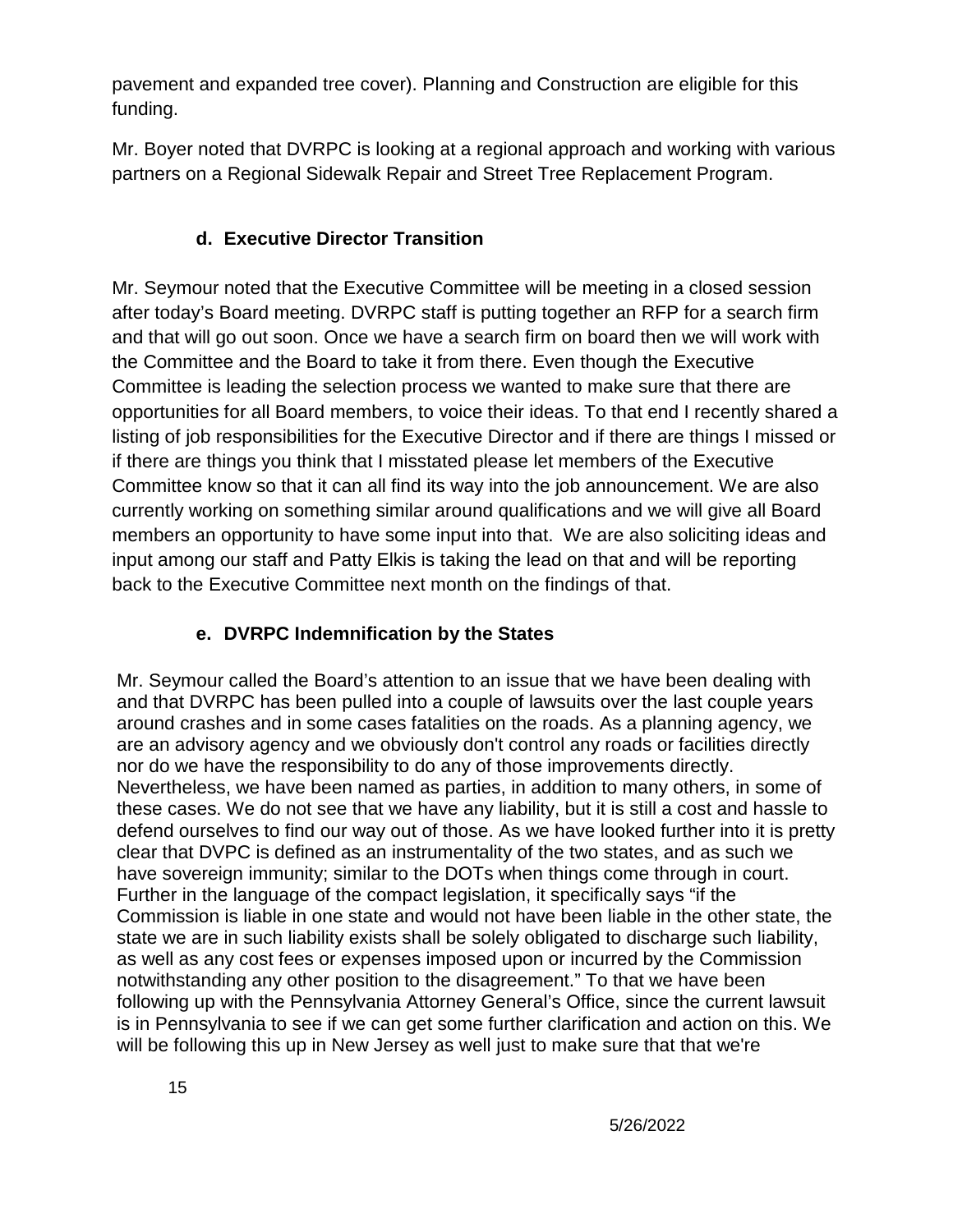pavement and expanded tree cover). Planning and Construction are eligible for this funding.

Mr. Boyer noted that DVRPC is looking at a regional approach and working with various partners on a Regional Sidewalk Repair and Street Tree Replacement Program.

### d. Executive Director Transition

Mr. Seymour noted that the Executive Committee will be meeting in a closed session after today's Board meeting. DVRPC staff is putting together an RFP for a search firm and that will go out soon. Once we have a search firm on board then we will work with the Committee and the Board to take it from there. Even though the Executive Committee is leading the selection process we wanted to make sure that there are opportunities for all Board members, to voice their ideas. To that end I recently shared a listing of job responsibilities for the Executive Director and if there are things I missed or if there are things you think that I misstated please let members of the Executive Committee know so that it can all find its way into the job announcement. We are also currently working on something similar around qualifications and we will give all Board members an opportunity to have some input into that. We are also soliciting ideas and input among our staff and Patty Elkis is taking the lead on that and will be reporting back to the Executive Committee next month on the findings of that.

### e. DVRPC Indemnification by the States

Mr. Seymour called the Board's attention to an issue that we have been dealing with and that DVRPC has been pulled into a couple of lawsuits over the last couple years around crashes and in some cases fatalities on the roads. As a planning agency, we are an advisory agency and we obviously don't control any roads or facilities directly nor do we have the responsibility to do any of those improvements directly. Nevertheless, we have been named as parties, in addition to many others, in some of these cases. We do not see that we have any liability, but it is still a cost and hassle to defend ourselves to find our way out of those. As we have looked further into it is pretty clear that DVPC is defined as an instrumentality of the two states, and as such we have sovereign immunity; similar to the DOTs when things come through in court. Further in the language of the compact legislation, it specifically says "if the Commission is liable in one state and would not have been liable in the other state, the state we are in such liability exists shall be solely obligated to discharge such liability, as well as any cost fees or expenses imposed upon or incurred by the Commission notwithstanding any other position to the disagreement." To that we have been following up with the Pennsylvania Attorney General's Office, since the current lawsuit is in Pennsylvania to see if we can get some further clarification and action on this. We will be following this up in New Jersey as well just to make sure that that we're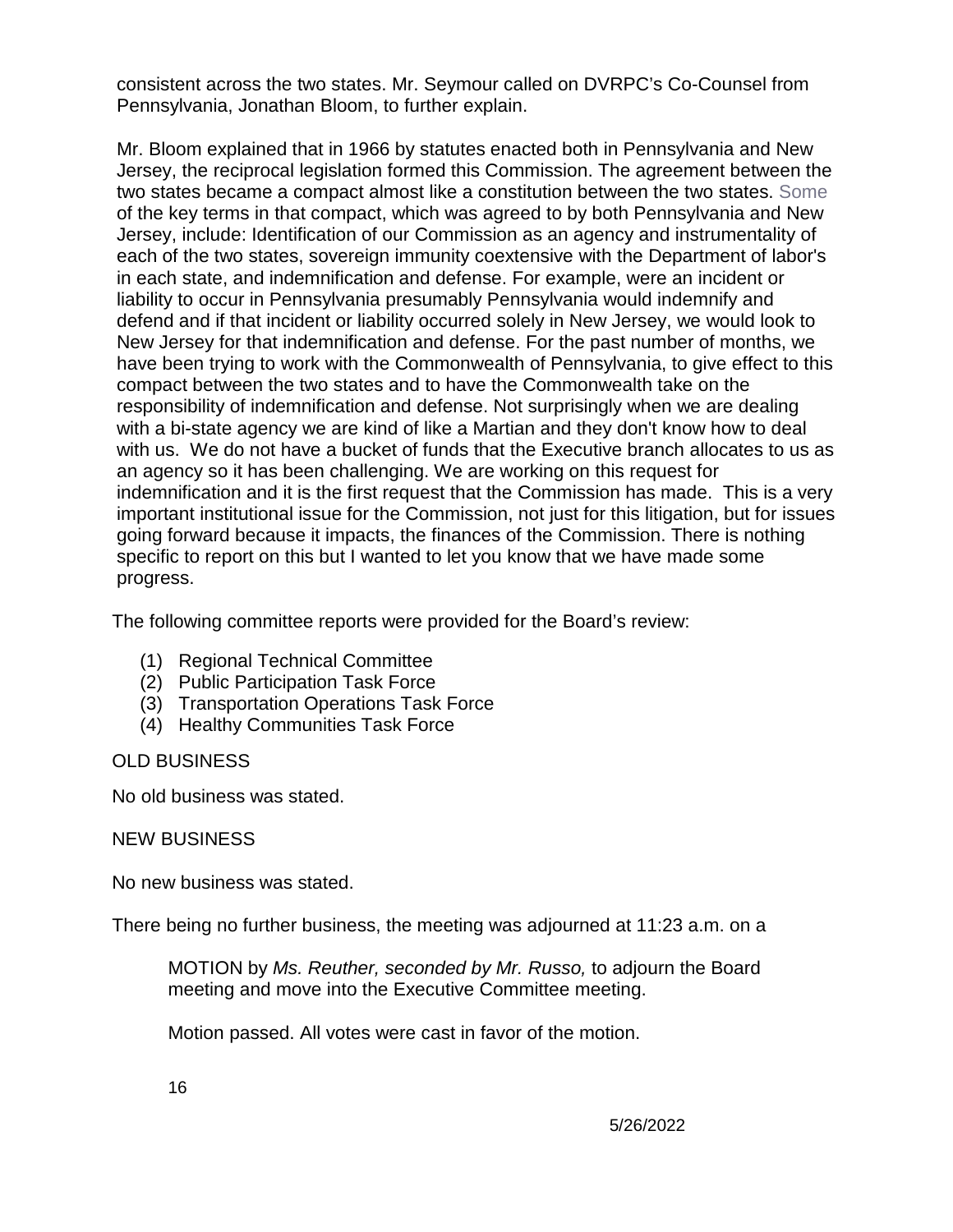consistent across the two states. Mr. Seymour called on DVRPC's Co-Counsel from Pennsylvania, Jonathan Bloom, to further explain.

Mr. Bloom explained that in 1966 by statutes enacted both in Pennsylvania and New Jersey, the reciprocal legislation formed this Commission. The agreement between the two states became a compact almost like a constitution between the two states. Some of the key terms in that compact, which was agreed to by both Pennsylvania and New Jersey, include: Identification of our Commission as an agency and instrumentality of each of the two states, sovereign immunity coextensive with the Department of labor's in each state, and indemnification and defense. For example, were an incident or liability to occur in Pennsylvania presumably Pennsylvania would indemnify and defend and if that incident or liability occurred solely in New Jersey, we would look to New Jersey for that indemnification and defense. For the past number of months, we have been trying to work with the Commonwealth of Pennsylvania, to give effect to this compact between the two states and to have the Commonwealth take on the responsibility of indemnification and defense. Not surprisingly when we are dealing with a bi-state agency we are kind of like a Martian and they don't know how to deal with us. We do not have a bucket of funds that the Executive branch allocates to us as an agency so it has been challenging. We are working on this request for indemnification and it is the first request that the Commission has made. This is a very important institutional issue for the Commission, not just for this litigation, but for issues going forward because it impacts, the finances of the Commission. There is nothing specific to report on this but I wanted to let you know that we have made some progress.

The following committee reports were provided for the Board's review:

1. Regional Technical Committee
2. Public Participation Task Force
3. Transportation Operations Task Force
4. Healthy Communities Task Force

OLD BUSINESS

No old business was stated.

NEW BUSINESS

No new business was stated.

There being no further business, the meeting was adjourned at 11:23 a.m. on a

MOTION by *Ms. Reuther, seconded by Mr. Russo,* to adjourn the Board meeting and move into the Executive Committee meeting.

Motion passed. All votes were cast in favor of the motion.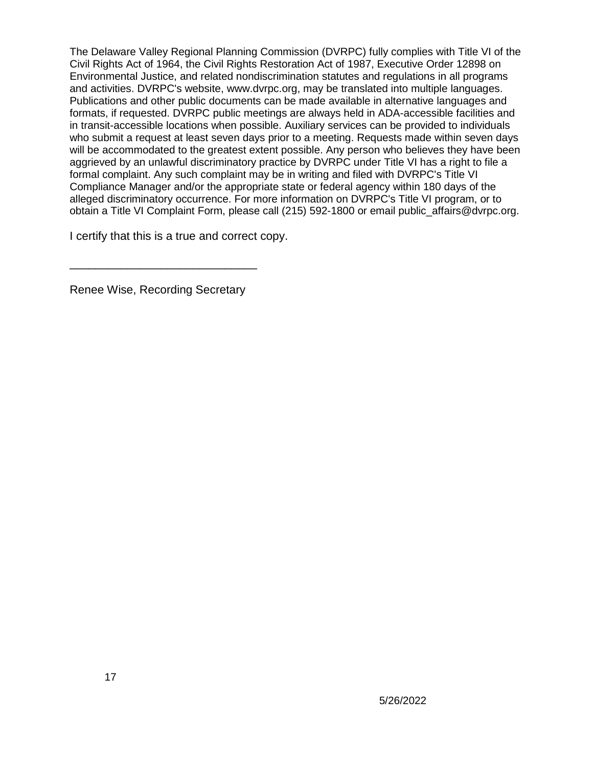The Delaware Valley Regional Planning Commission (DVRPC) fully complies with Title VI of the Civil Rights Act of 1964, the Civil Rights Restoration Act of 1987, Executive Order 12898 on Environmental Justice, and related nondiscrimination statutes and regulations in all programs and activities. DVRPC's website, www.dvrpc.org, may be translated into multiple languages. Publications and other public documents can be made available in alternative languages and formats, if requested. DVRPC public meetings are always held in ADA-accessible facilities and in transit-accessible locations when possible. Auxiliary services can be provided to individuals who submit a request at least seven days prior to a meeting. Requests made within seven days will be accommodated to the greatest extent possible. Any person who believes they have been aggrieved by an unlawful discriminatory practice by DVRPC under Title VI has a right to file a formal complaint. Any such complaint may be in writing and filed with DVRPC's Title VI Compliance Manager and/or the appropriate state or federal agency within 180 days of the alleged discriminatory occurrence. For more information on DVRPC's Title VI program, or to obtain a Title VI Complaint Form, please call (215) 592-1800 or email public_affairs@dvrpc.org.

I certify that this is a true and correct copy.

_____________________________

Renee Wise, Recording Secretary

5/26/2022